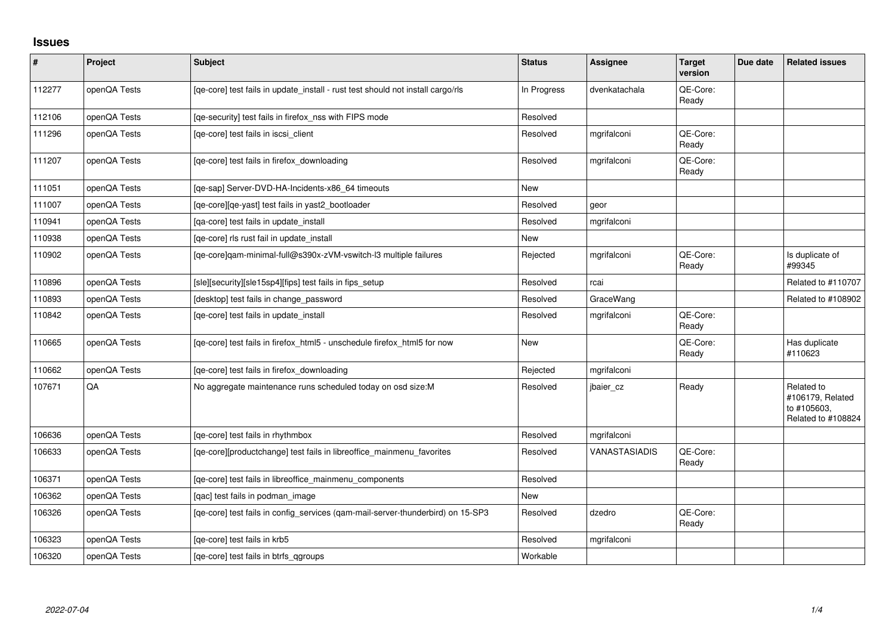# Issues

| # | Project | Subject | Status | Assignee | Target version | Due date | Related issues |
|---|---|---|---|---|---|---|---|
| 112277 | openQA Tests | [qe-core] test fails in update_install - rust test should not install cargo/rls | In Progress | dvenkatachala | QE-Core: Ready | | |
| 112106 | openQA Tests | [qe-security] test fails in firefox_nss with FIPS mode | Resolved | | | | |
| 111296 | openQA Tests | [qe-core] test fails in iscsi_client | Resolved | mgrifalconi | QE-Core: Ready | | |
| 111207 | openQA Tests | [qe-core] test fails in firefox_downloading | Resolved | mgrifalconi | QE-Core: Ready | | |
| 111051 | openQA Tests | [qe-sap] Server-DVD-HA-Incidents-x86_64 timeouts | New | | | | |
| 111007 | openQA Tests | [qe-core][qe-yast] test fails in yast2_bootloader | Resolved | geor | | | |
| 110941 | openQA Tests | [qa-core] test fails in update_install | Resolved | mgrifalconi | | | |
| 110938 | openQA Tests | [qe-core] rls rust fail in update_install | New | | | | |
| 110902 | openQA Tests | [qe-core]qam-minimal-full@s390x-zVM-vswitch-l3 multiple failures | Rejected | mgrifalconi | QE-Core: Ready | | Is duplicate of #99345 |
| 110896 | openQA Tests | [sle][security][sle15sp4][fips] test fails in fips_setup | Resolved | rcai | | | Related to #110707 |
| 110893 | openQA Tests | [desktop] test fails in change_password | Resolved | GraceWang | | | Related to #108902 |
| 110842 | openQA Tests | [qe-core] test fails in update_install | Resolved | mgrifalconi | QE-Core: Ready | | |
| 110665 | openQA Tests | [qe-core] test fails in firefox_html5 - unschedule firefox_html5 for now | New | | QE-Core: Ready | | Has duplicate #110623 |
| 110662 | openQA Tests | [qe-core] test fails in firefox_downloading | Rejected | mgrifalconi | | | |
| 107671 | QA | No aggregate maintenance runs scheduled today on osd size:M | Resolved | jbaier_cz | Ready | | Related to #106179, Related to #105603, Related to #108824 |
| 106636 | openQA Tests | [qe-core] test fails in rhythmbox | Resolved | mgrifalconi | | | |
| 106633 | openQA Tests | [qe-core][productchange] test fails in libreoffice_mainmenu_favorites | Resolved | VANASTASIADIS | QE-Core: Ready | | |
| 106371 | openQA Tests | [qe-core] test fails in libreoffice_mainmenu_components | Resolved | | | | |
| 106362 | openQA Tests | [qac] test fails in podman_image | New | | | | |
| 106326 | openQA Tests | [qe-core] test fails in config_services (qam-mail-server-thunderbird) on 15-SP3 | Resolved | dzedro | QE-Core: Ready | | |
| 106323 | openQA Tests | [qe-core] test fails in krb5 | Resolved | mgrifalconi | | | |
| 106320 | openQA Tests | [qe-core] test fails in btrfs_qgroups | Workable | | | | |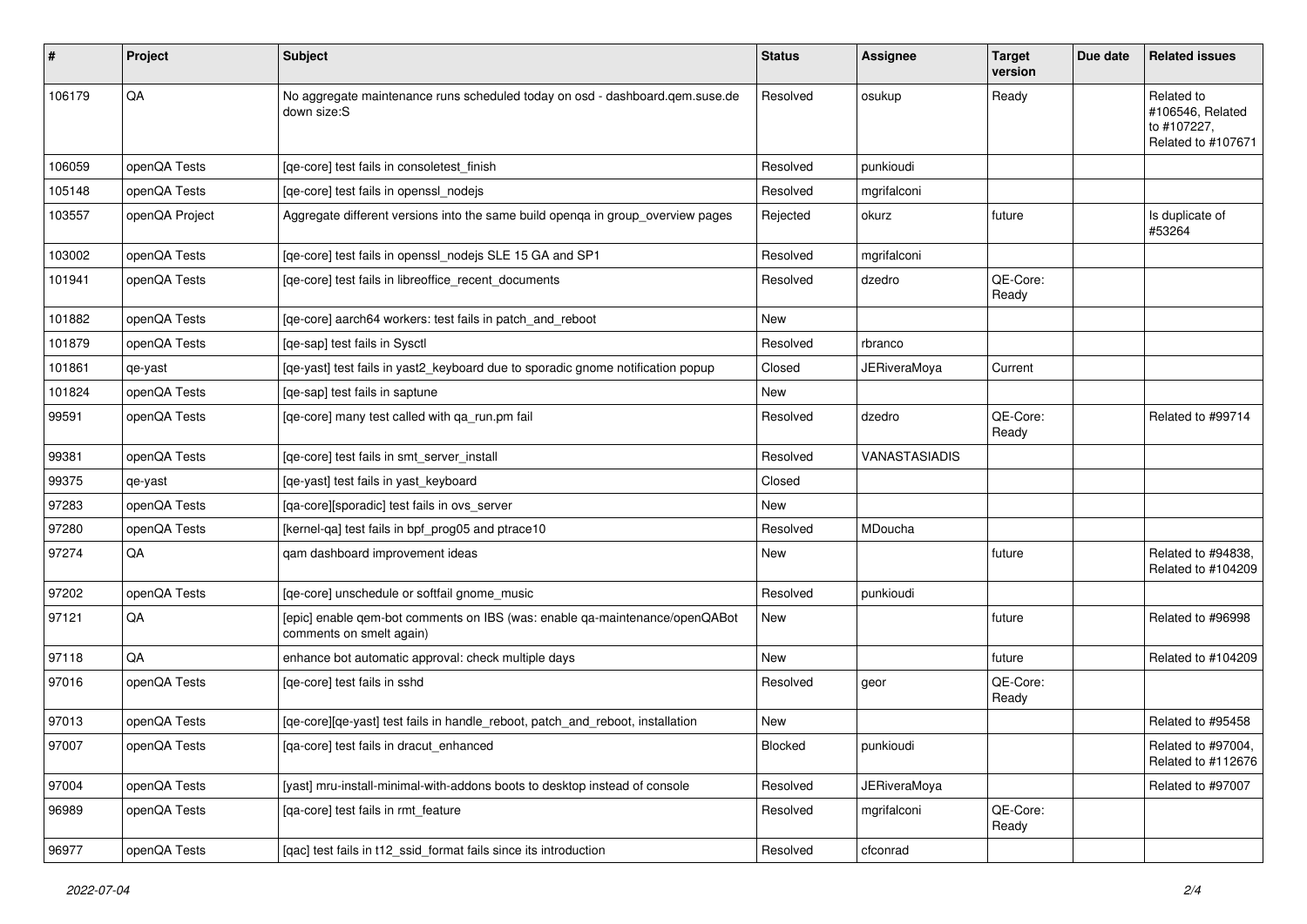| # | Project | Subject | Status | Assignee | Target version | Due date | Related issues |
|---|---|---|---|---|---|---|---|
| 106179 | QA | No aggregate maintenance runs scheduled today on osd - dashboard.qem.suse.de down size:S | Resolved | osukup | Ready | | Related to #106546, Related to #107227, Related to #107671 |
| 106059 | openQA Tests | [qe-core] test fails in consoletest_finish | Resolved | punkioudi | | | |
| 105148 | openQA Tests | [qe-core] test fails in openssl_nodejs | Resolved | mgrifalconi | | | |
| 103557 | openQA Project | Aggregate different versions into the same build openqa in group_overview pages | Rejected | okurz | future | | Is duplicate of #53264 |
| 103002 | openQA Tests | [qe-core] test fails in openssl_nodejs SLE 15 GA and SP1 | Resolved | mgrifalconi | | | |
| 101941 | openQA Tests | [qe-core] test fails in libreoffice_recent_documents | Resolved | dzedro | QE-Core: Ready | | |
| 101882 | openQA Tests | [qe-core] aarch64 workers: test fails in patch_and_reboot | New | | | | |
| 101879 | openQA Tests | [qe-sap] test fails in Sysctl | Resolved | rbranco | | | |
| 101861 | qe-yast | [qe-yast] test fails in yast2_keyboard due to sporadic gnome notification popup | Closed | JERiveraMoya | Current | | |
| 101824 | openQA Tests | [qe-sap] test fails in saptune | New | | | | |
| 99591 | openQA Tests | [qe-core] many test called with qa_run.pm fail | Resolved | dzedro | QE-Core: Ready | | Related to #99714 |
| 99381 | openQA Tests | [qe-core] test fails in smt_server_install | Resolved | VANASTASIADIS | | | |
| 99375 | qe-yast | [qe-yast] test fails in yast_keyboard | Closed | | | | |
| 97283 | openQA Tests | [qa-core][sporadic] test fails in ovs_server | New | | | | |
| 97280 | openQA Tests | [kernel-qa] test fails in bpf_prog05 and ptrace10 | Resolved | MDoucha | | | |
| 97274 | QA | qam dashboard improvement ideas | New | | future | | Related to #94838, Related to #104209 |
| 97202 | openQA Tests | [qe-core] unschedule or softfail gnome_music | Resolved | punkioudi | | | |
| 97121 | QA | [epic] enable qem-bot comments on IBS (was: enable qa-maintenance/openQABot comments on smelt again) | New | | future | | Related to #96998 |
| 97118 | QA | enhance bot automatic approval: check multiple days | New | | future | | Related to #104209 |
| 97016 | openQA Tests | [qe-core] test fails in sshd | Resolved | geor | QE-Core: Ready | | |
| 97013 | openQA Tests | [qe-core][qe-yast] test fails in handle_reboot, patch_and_reboot, installation | New | | | | Related to #95458 |
| 97007 | openQA Tests | [qa-core] test fails in dracut_enhanced | Blocked | punkioudi | | | Related to #97004, Related to #112676 |
| 97004 | openQA Tests | [yast] mru-install-minimal-with-addons boots to desktop instead of console | Resolved | JERiveraMoya | | | Related to #97007 |
| 96989 | openQA Tests | [qa-core] test fails in rmt_feature | Resolved | mgrifalconi | QE-Core: Ready | | |
| 96977 | openQA Tests | [qac] test fails in t12_ssid_format fails since its introduction | Resolved | cfconrad | | | |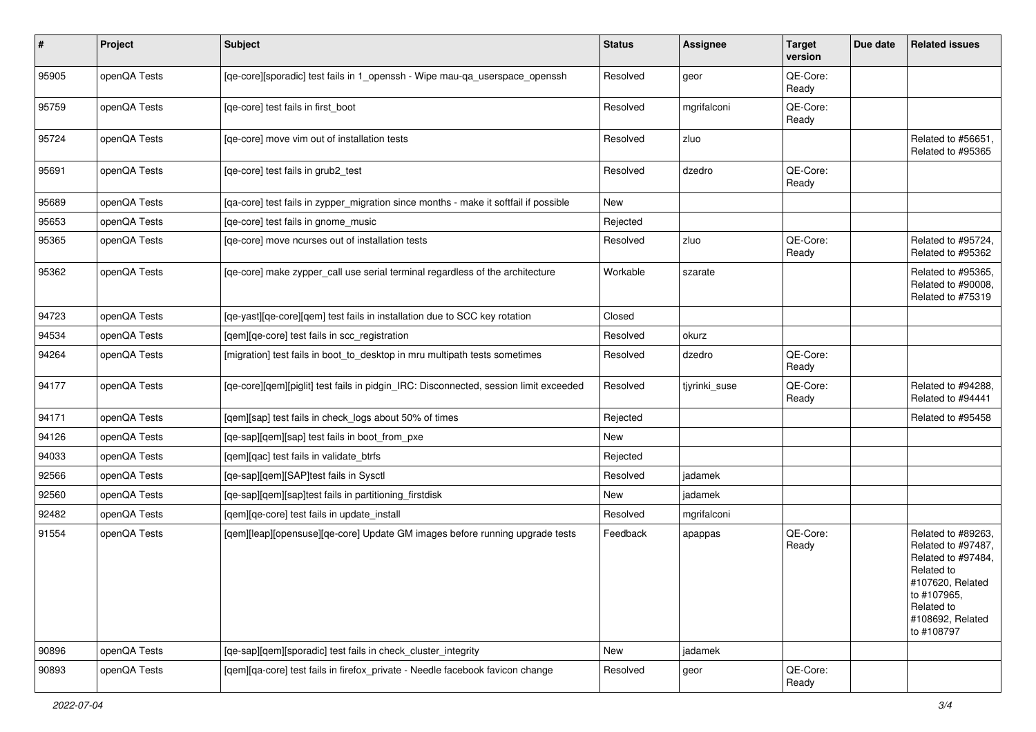| # | Project | Subject | Status | Assignee | Target version | Due date | Related issues |
|---|---|---|---|---|---|---|---|
| 95905 | openQA Tests | [qe-core][sporadic] test fails in 1_openssh - Wipe mau-qa_userspace_openssh | Resolved | geor | QE-Core: Ready | | |
| 95759 | openQA Tests | [qe-core] test fails in first_boot | Resolved | mgrifalconi | QE-Core: Ready | | |
| 95724 | openQA Tests | [qe-core] move vim out of installation tests | Resolved | zluo | | | Related to #56651, Related to #95365 |
| 95691 | openQA Tests | [qe-core] test fails in grub2_test | Resolved | dzedro | QE-Core: Ready | | |
| 95689 | openQA Tests | [qa-core] test fails in zypper_migration since months - make it softfail if possible | New | | | | |
| 95653 | openQA Tests | [qe-core] test fails in gnome_music | Rejected | | | | |
| 95365 | openQA Tests | [qe-core] move ncurses out of installation tests | Resolved | zluo | QE-Core: Ready | | Related to #95724, Related to #95362 |
| 95362 | openQA Tests | [qe-core] make zypper_call use serial terminal regardless of the architecture | Workable | szarate | | | Related to #95365, Related to #90008, Related to #75319 |
| 94723 | openQA Tests | [qe-yast][qe-core][qem] test fails in installation due to SCC key rotation | Closed | | | | |
| 94534 | openQA Tests | [qem][qe-core] test fails in scc_registration | Resolved | okurz | | | |
| 94264 | openQA Tests | [migration] test fails in boot_to_desktop in mru multipath tests sometimes | Resolved | dzedro | QE-Core: Ready | | |
| 94177 | openQA Tests | [qe-core][qem][piglit] test fails in pidgin_IRC: Disconnected, session limit exceeded | Resolved | tjyrinki_suse | QE-Core: Ready | | Related to #94288, Related to #94441 |
| 94171 | openQA Tests | [qem][sap] test fails in check_logs about 50% of times | Rejected | | | | Related to #95458 |
| 94126 | openQA Tests | [qe-sap][qem][sap] test fails in boot_from_pxe | New | | | | |
| 94033 | openQA Tests | [qem][qac] test fails in validate_btrfs | Rejected | | | | |
| 92566 | openQA Tests | [qe-sap][qem][SAP]test fails in Sysctl | Resolved | jadamek | | | |
| 92560 | openQA Tests | [qe-sap][qem][sap]test fails in partitioning_firstdisk | New | jadamek | | | |
| 92482 | openQA Tests | [qem][qe-core] test fails in update_install | Resolved | mgrifalconi | | | |
| 91554 | openQA Tests | [qem][leap][opensuse][qe-core] Update GM images before running upgrade tests | Feedback | apappas | QE-Core: Ready | | Related to #89263, Related to #97487, Related to #97484, Related to #107620, Related to #107965, Related to #108692, Related to #108797 |
| 90896 | openQA Tests | [qe-sap][qem][sporadic] test fails in check_cluster_integrity | New | jadamek | | | |
| 90893 | openQA Tests | [qem][qa-core] test fails in firefox_private - Needle facebook favicon change | Resolved | geor | QE-Core: Ready | | |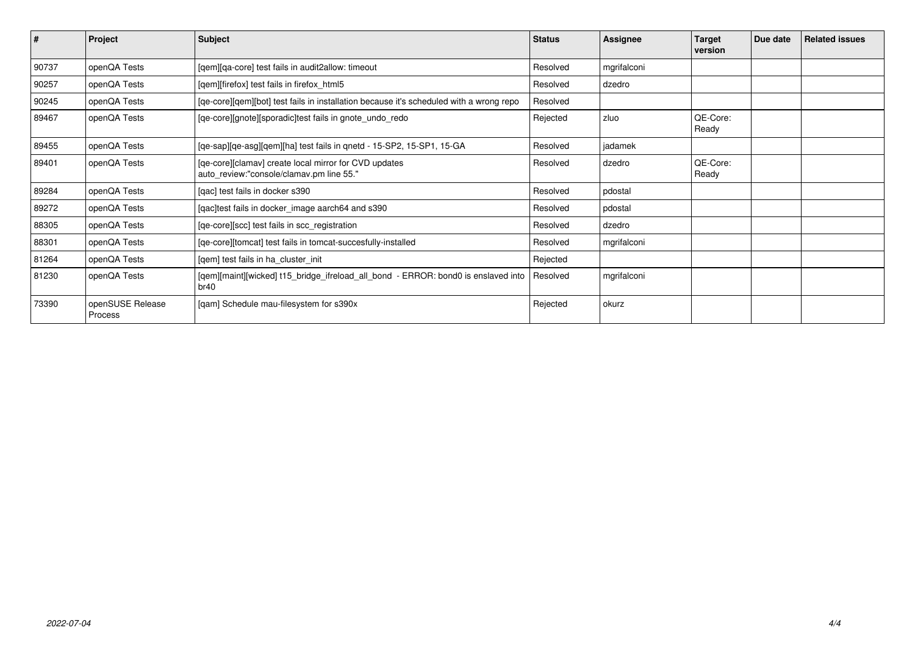| # | Project | Subject | Status | Assignee | Target version | Due date | Related issues |
|---|---|---|---|---|---|---|---|
| 90737 | openQA Tests | [qem][qa-core] test fails in audit2allow: timeout | Resolved | mgrifalconi | | | |
| 90257 | openQA Tests | [qem][firefox] test fails in firefox_html5 | Resolved | dzedro | | | |
| 90245 | openQA Tests | [qe-core][qem][bot] test fails in installation because it's scheduled with a wrong repo | Resolved | | | | |
| 89467 | openQA Tests | [qe-core][gnote][sporadic]test fails in gnote_undo_redo | Rejected | zluo | QE-Core: Ready | | |
| 89455 | openQA Tests | [qe-sap][qe-asg][qem][ha] test fails in qnetd - 15-SP2, 15-SP1, 15-GA | Resolved | jadamek | | | |
| 89401 | openQA Tests | [qe-core][clamav] create local mirror for CVD updates auto_review:"console/clamav.pm line 55." | Resolved | dzedro | QE-Core: Ready | | |
| 89284 | openQA Tests | [qac] test fails in docker s390 | Resolved | pdostal | | | |
| 89272 | openQA Tests | [qac]test fails in docker_image aarch64 and s390 | Resolved | pdostal | | | |
| 88305 | openQA Tests | [qe-core][scc] test fails in scc_registration | Resolved | dzedro | | | |
| 88301 | openQA Tests | [qe-core][tomcat] test fails in tomcat-succesfully-installed | Resolved | mgrifalconi | | | |
| 81264 | openQA Tests | [qem] test fails in ha_cluster_init | Rejected | | | | |
| 81230 | openQA Tests | [qem][maint][wicked] t15_bridge_ifreload_all_bond - ERROR: bond0 is enslaved into br40 | Resolved | mgrifalconi | | | |
| 73390 | openSUSE Release Process | [qam] Schedule mau-filesystem for s390x | Rejected | okurz | | | |